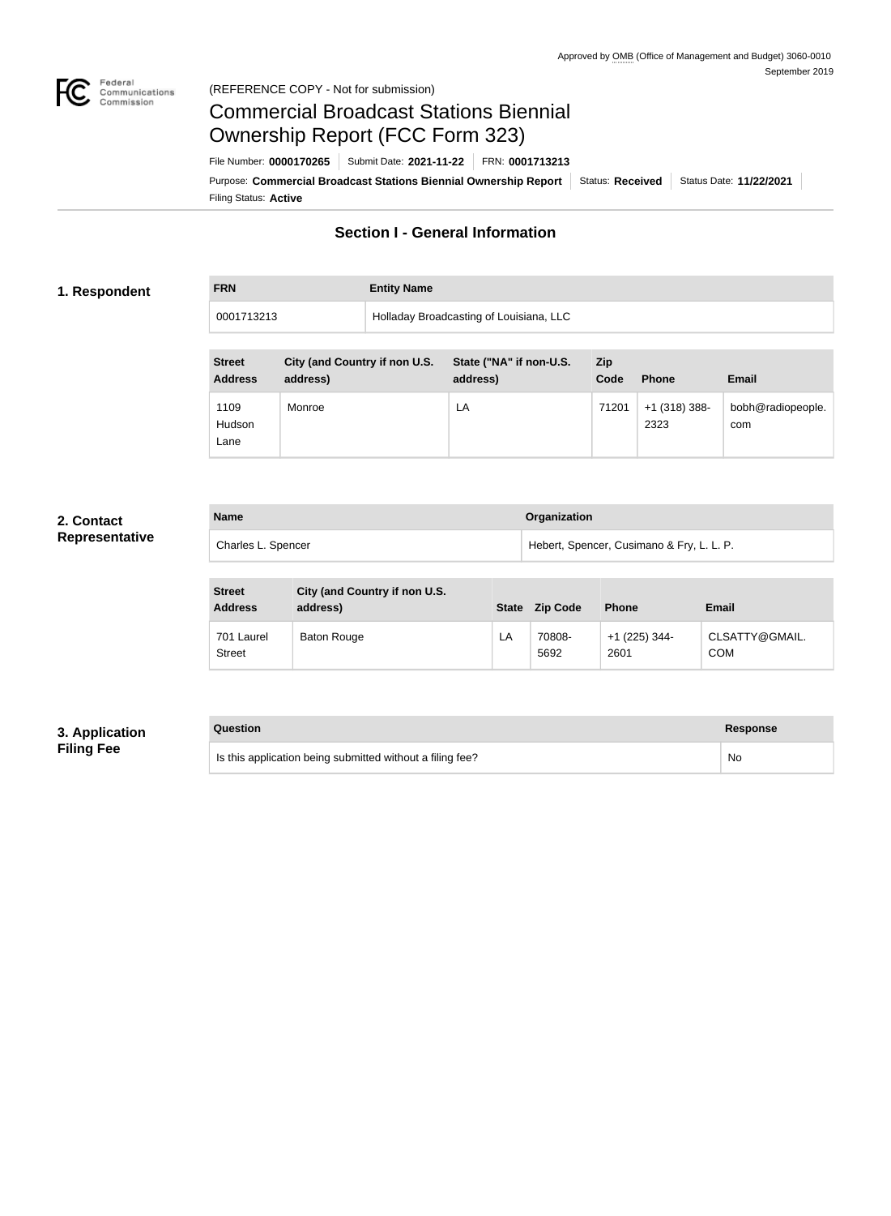Approved by OMB (Office of Management and Budget) 3060-0010
September 2019

(REFERENCE COPY - Not for submission)

# Commercial Broadcast Stations Biennial Ownership Report (FCC Form 323)

File Number: **0000170265** | Submit Date: **2021-11-22** | FRN: **0001713213**

Purpose: **Commercial Broadcast Stations Biennial Ownership Report** | Status: **Received** | Status Date: **11/22/2021**

Filing Status: **Active**

## Section I - General Information

### 1. Respondent

| FRN | Entity Name |
| --- | --- |
| 0001713213 | Holladay Broadcasting of Louisiana, LLC |

| Street Address | City (and Country if non U.S. address) | State ("NA" if non-U.S. address) | Zip Code | Phone | Email |
| --- | --- | --- | --- | --- | --- |
| 1109 Hudson Lane | Monroe | LA | 71201 | +1 (318) 388-2323 | bobh@radiopeople.com |

### 2. Contact Representative

| Name | Organization |
| --- | --- |
| Charles L. Spencer | Hebert, Spencer, Cusimano & Fry, L. L. P. |

| Street Address | City (and Country if non U.S. address) | State | Zip Code | Phone | Email |
| --- | --- | --- | --- | --- | --- |
| 701 Laurel Street | Baton Rouge | LA | 70808-5692 | +1 (225) 344-2601 | CLSATTY@GMAIL.COM |

### 3. Application Filing Fee

| Question | Response |
| --- | --- |
| Is this application being submitted without a filing fee? | No |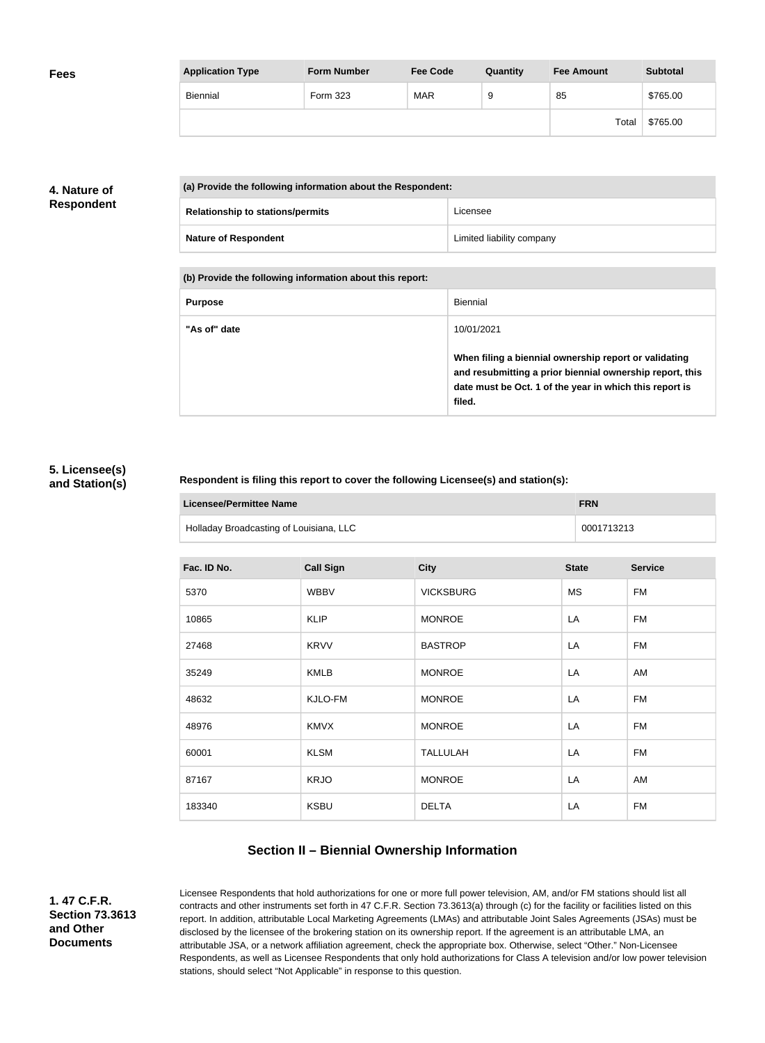**Fees**

| Application Type | Form Number | Fee Code | Quantity | Fee Amount | Subtotal |
| --- | --- | --- | --- | --- | --- |
| Biennial | Form 323 | MAR | 9 | 85 | $765.00 |
| | | | | Total | $765.00 |

**4. Nature of Respondent**

| (a) Provide the following information about the Respondent: | |
| --- | --- |
| **Relationship to stations/permits** | Licensee |
| **Nature of Respondent** | Limited liability company |

| (b) Provide the following information about this report: | |
| --- | --- |
| **Purpose** | Biennial |
| **"As of" date** | 10/01/2021<br><br>**When filing a biennial ownership report or validating and resubmitting a prior biennial ownership report, this date must be Oct. 1 of the year in which this report is filed.** |

**5. Licensee(s) and Station(s)**

**Respondent is filing this report to cover the following Licensee(s) and station(s):**

| Licensee/Permittee Name | FRN |
| --- | --- |
| Holladay Broadcasting of Louisiana, LLC | 0001713213 |

| Fac. ID No. | Call Sign | City | State | Service |
| --- | --- | --- | --- | --- |
| 5370 | WBBV | VICKSBURG | MS | FM |
| 10865 | KLIP | MONROE | LA | FM |
| 27468 | KRVV | BASTROP | LA | FM |
| 35249 | KMLB | MONROE | LA | AM |
| 48632 | KJLO-FM | MONROE | LA | FM |
| 48976 | KMVX | MONROE | LA | FM |
| 60001 | KLSM | TALLULAH | LA | FM |
| 87167 | KRJO | MONROE | LA | AM |
| 183340 | KSBU | DELTA | LA | FM |

## Section II – Biennial Ownership Information

**1. 47 C.F.R. Section 73.3613 and Other Documents**

Licensee Respondents that hold authorizations for one or more full power television, AM, and/or FM stations should list all contracts and other instruments set forth in 47 C.F.R. Section 73.3613(a) through (c) for the facility or facilities listed on this report. In addition, attributable Local Marketing Agreements (LMAs) and attributable Joint Sales Agreements (JSAs) must be disclosed by the licensee of the brokering station on its ownership report. If the agreement is an attributable LMA, an attributable JSA, or a network affiliation agreement, check the appropriate box. Otherwise, select "Other." Non-Licensee Respondents, as well as Licensee Respondents that only hold authorizations for Class A television and/or low power television stations, should select "Not Applicable" in response to this question.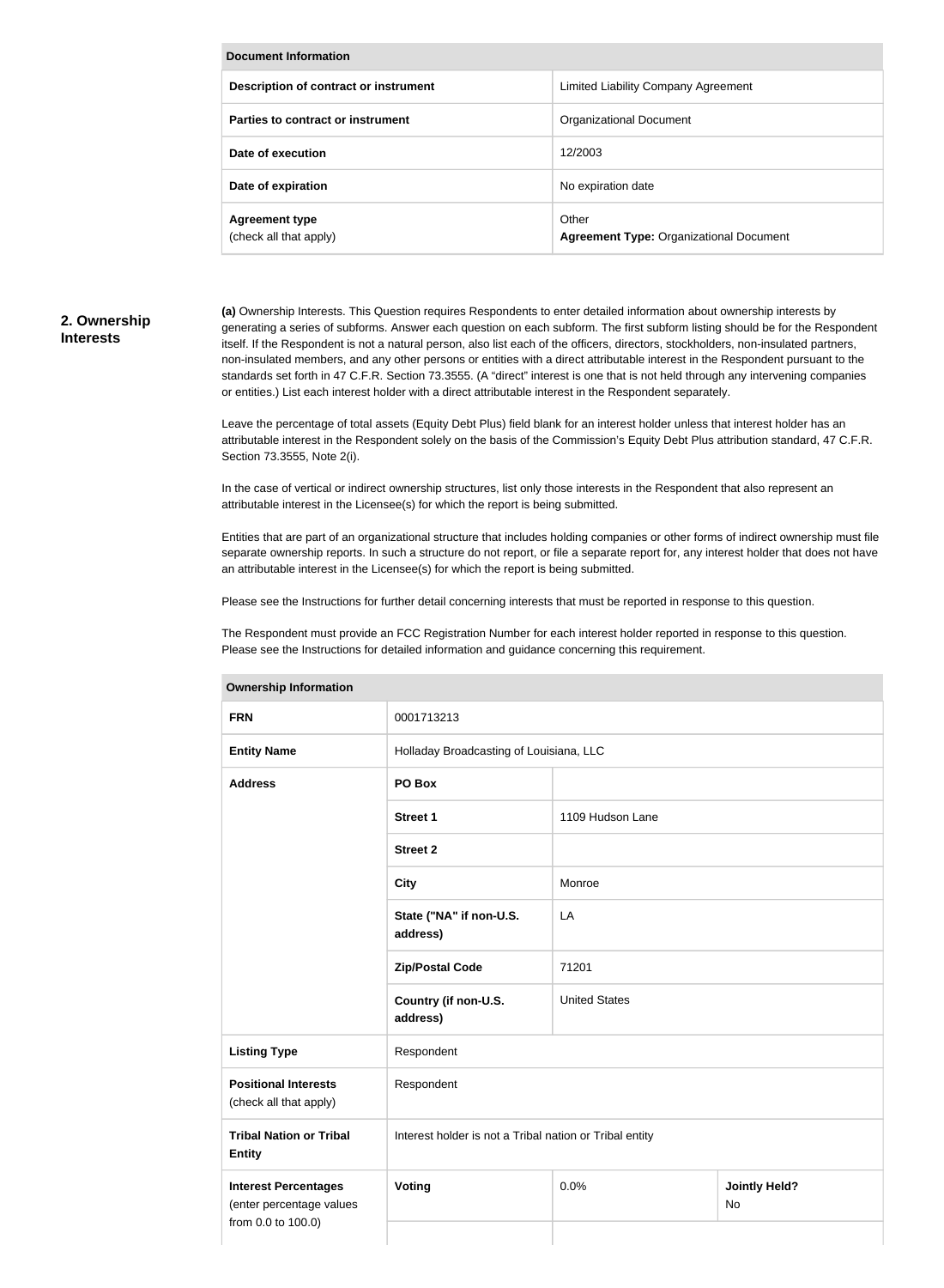| Document Information | |
|---|---|
| Description of contract or instrument | Limited Liability Company Agreement |
| Parties to contract or instrument | Organizational Document |
| Date of execution | 12/2003 |
| Date of expiration | No expiration date |
| **Agreement type** (check all that apply) | Other **Agreement Type:** Organizational Document |

## 2. Ownership Interests

**(a)** Ownership Interests. This Question requires Respondents to enter detailed information about ownership interests by generating a series of subforms. Answer each question on each subform. The first subform listing should be for the Respondent itself. If the Respondent is not a natural person, also list each of the officers, directors, stockholders, non-insulated partners, non-insulated members, and any other persons or entities with a direct attributable interest in the Respondent pursuant to the standards set forth in 47 C.F.R. Section 73.3555. (A "direct" interest is one that is not held through any intervening companies or entities.) List each interest holder with a direct attributable interest in the Respondent separately.

Leave the percentage of total assets (Equity Debt Plus) field blank for an interest holder unless that interest holder has an attributable interest in the Respondent solely on the basis of the Commission's Equity Debt Plus attribution standard, 47 C.F.R. Section 73.3555, Note 2(i).

In the case of vertical or indirect ownership structures, list only those interests in the Respondent that also represent an attributable interest in the Licensee(s) for which the report is being submitted.

Entities that are part of an organizational structure that includes holding companies or other forms of indirect ownership must file separate ownership reports. In such a structure do not report, or file a separate report for, any interest holder that does not have an attributable interest in the Licensee(s) for which the report is being submitted.

Please see the Instructions for further detail concerning interests that must be reported in response to this question.

The Respondent must provide an FCC Registration Number for each interest holder reported in response to this question. Please see the Instructions for detailed information and guidance concerning this requirement.

| Ownership Information | | | |
|---|---|---|---|
| **FRN** | 0001713213 | | |
| **Entity Name** | Holladay Broadcasting of Louisiana, LLC | | |
| **Address** | **PO Box** | | |
| | **Street 1** | 1109 Hudson Lane | |
| | **Street 2** | | |
| | **City** | Monroe | |
| | **State ("NA" if non-U.S. address)** | LA | |
| | **Zip/Postal Code** | 71201 | |
| | **Country (if non-U.S. address)** | United States | |
| **Listing Type** | Respondent | | |
| **Positional Interests** (check all that apply) | Respondent | | |
| **Tribal Nation or Tribal Entity** | Interest holder is not a Tribal nation or Tribal entity | | |
| **Interest Percentages** (enter percentage values from 0.0 to 100.0) | **Voting** | 0.0% | **Jointly Held?** No |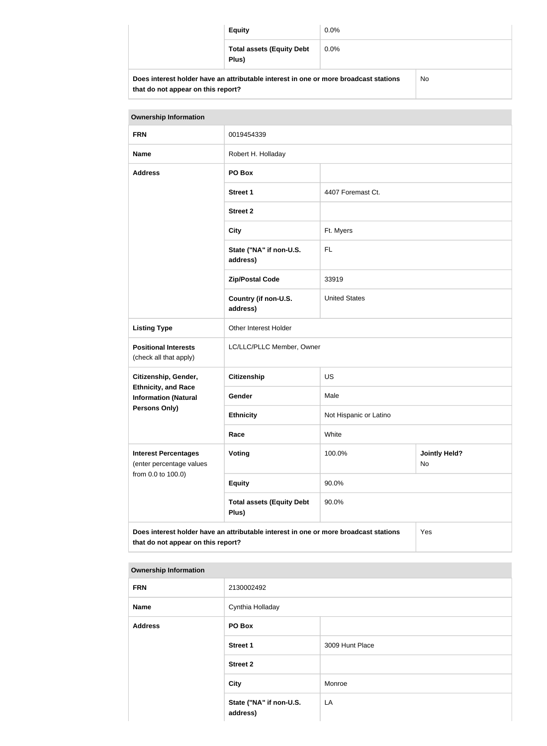| | | |
|---|---|---|
| | **Equity** | 0.0% |
| | **Total assets (Equity Debt Plus)** | 0.0% |
| **Does interest holder have an attributable interest in one or more broadcast stations that do not appear on this report?** | | No |

| **Ownership Information** | | | |
|---|---|---|---|
| **FRN** | 0019454339 | | |
| **Name** | Robert H. Holladay | | |
| **Address** | **PO Box** | | |
| | **Street 1** | 4407 Foremast Ct. | |
| | **Street 2** | | |
| | **City** | Ft. Myers | |
| | **State ("NA" if non-U.S. address)** | FL | |
| | **Zip/Postal Code** | 33919 | |
| | **Country (if non-U.S. address)** | United States | |
| **Listing Type** | Other Interest Holder | | |
| **Positional Interests** (check all that apply) | LC/LLC/PLLC Member, Owner | | |
| **Citizenship, Gender, Ethnicity, and Race Information (Natural Persons Only)** | **Citizenship** | US | |
| | **Gender** | Male | |
| | **Ethnicity** | Not Hispanic or Latino | |
| | **Race** | White | |
| **Interest Percentages** (enter percentage values from 0.0 to 100.0) | **Voting** | 100.0% | **Jointly Held?** No |
| | **Equity** | 90.0% | |
| | **Total assets (Equity Debt Plus)** | 90.0% | |
| **Does interest holder have an attributable interest in one or more broadcast stations that do not appear on this report?** | | | Yes |

| **Ownership Information** | | |
|---|---|---|
| **FRN** | 2130002492 | |
| **Name** | Cynthia Holladay | |
| **Address** | **PO Box** | |
| | **Street 1** | 3009 Hunt Place |
| | **Street 2** | |
| | **City** | Monroe |
| | **State ("NA" if non-U.S. address)** | LA |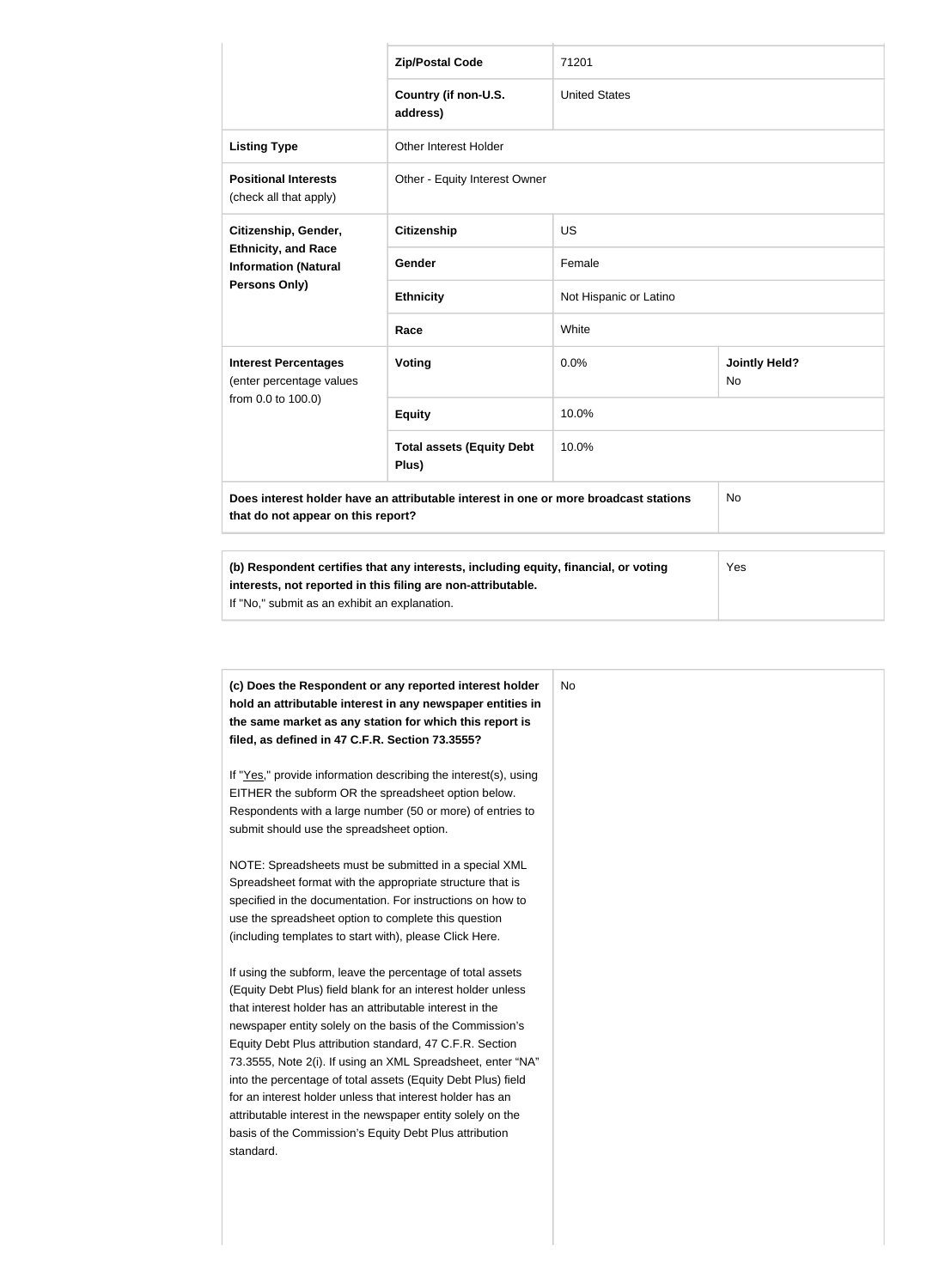| | | | |
|---|---|---|---|
| | **Zip/Postal Code** | 71201 | |
| | **Country (if non-U.S. address)** | United States | |
| **Listing Type** | Other Interest Holder | | |
| **Positional Interests** (check all that apply) | Other - Equity Interest Owner | | |
| **Citizenship, Gender, Ethnicity, and Race Information (Natural Persons Only)** | **Citizenship** | US | |
| | **Gender** | Female | |
| | **Ethnicity** | Not Hispanic or Latino | |
| | **Race** | White | |
| **Interest Percentages** (enter percentage values from 0.0 to 100.0) | **Voting** | 0.0% | **Jointly Held?** No |
| | **Equity** | 10.0% | |
| | **Total assets (Equity Debt Plus)** | 10.0% | |
| **Does interest holder have an attributable interest in one or more broadcast stations that do not appear on this report?** | | | No |

| | |
|---|---|
| **(b) Respondent certifies that any interests, including equity, financial, or voting interests, not reported in this filing are non-attributable.** If "No," submit as an exhibit an explanation. | Yes |

| | |
|---|---|
| **(c) Does the Respondent or any reported interest holder hold an attributable interest in any newspaper entities in the same market as any station for which this report is filed, as defined in 47 C.F.R. Section 73.3555?**<br><br>If "Yes," provide information describing the interest(s), using EITHER the subform OR the spreadsheet option below. Respondents with a large number (50 or more) of entries to submit should use the spreadsheet option.<br><br>NOTE: Spreadsheets must be submitted in a special XML Spreadsheet format with the appropriate structure that is specified in the documentation. For instructions on how to use the spreadsheet option to complete this question (including templates to start with), please Click Here.<br><br>If using the subform, leave the percentage of total assets (Equity Debt Plus) field blank for an interest holder unless that interest holder has an attributable interest in the newspaper entity solely on the basis of the Commission's Equity Debt Plus attribution standard, 47 C.F.R. Section 73.3555, Note 2(i). If using an XML Spreadsheet, enter "NA" into the percentage of total assets (Equity Debt Plus) field for an interest holder unless that interest holder has an attributable interest in the newspaper entity solely on the basis of the Commission's Equity Debt Plus attribution standard. | No |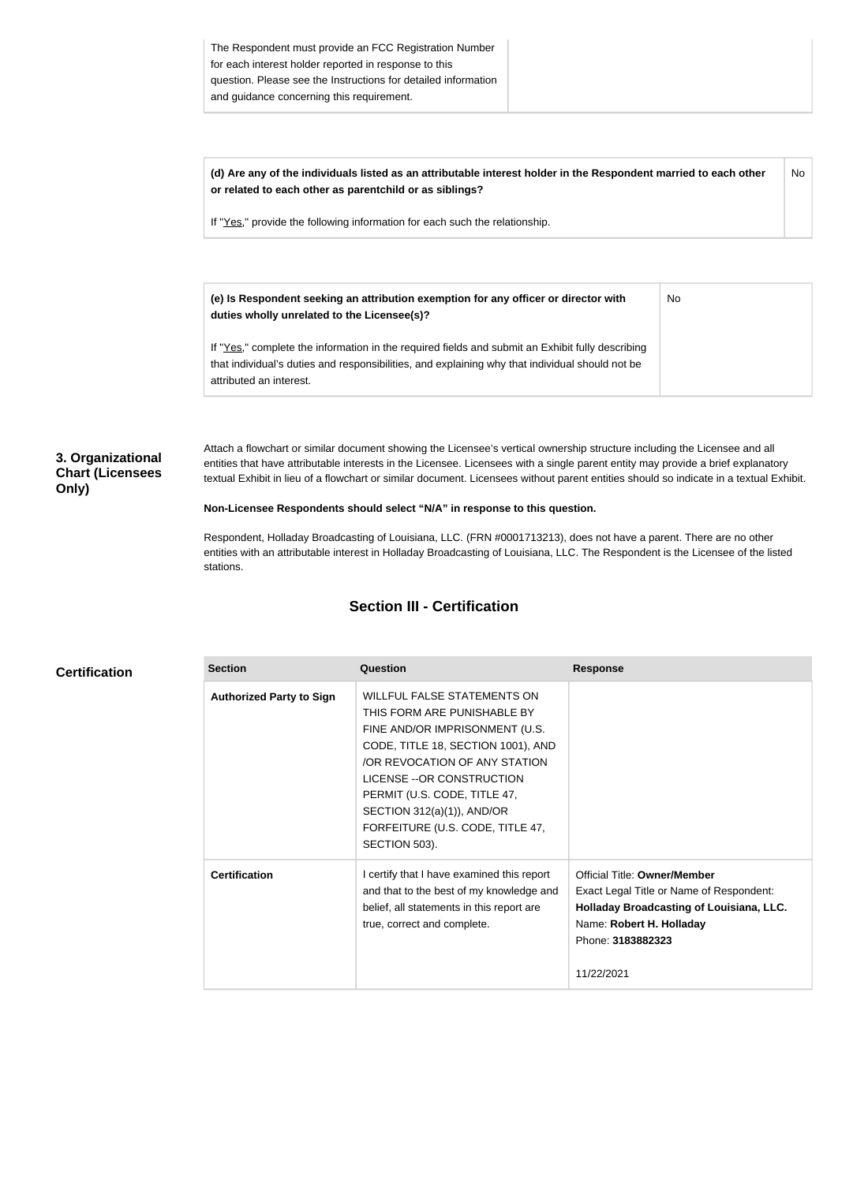| | |
|---|---|
| The Respondent must provide an FCC Registration Number for each interest holder reported in response to this question. Please see the Instructions for detailed information and guidance concerning this requirement. | |

| | |
|---|---|
| **(d) Are any of the individuals listed as an attributable interest holder in the Respondent married to each other or related to each other as parentchild or as siblings?**<br><br>If "Yes," provide the following information for each such the relationship. | No |

| | |
|---|---|
| **(e) Is Respondent seeking an attribution exemption for any officer or director with duties wholly unrelated to the Licensee(s)?**<br><br>If "Yes," complete the information in the required fields and submit an Exhibit fully describing that individual's duties and responsibilities, and explaining why that individual should not be attributed an interest. | No |

### 3. Organizational Chart (Licensees Only)

Attach a flowchart or similar document showing the Licensee's vertical ownership structure including the Licensee and all entities that have attributable interests in the Licensee. Licensees with a single parent entity may provide a brief explanatory textual Exhibit in lieu of a flowchart or similar document. Licensees without parent entities should so indicate in a textual Exhibit.

**Non-Licensee Respondents should select "N/A" in response to this question.**

Respondent, Holladay Broadcasting of Louisiana, LLC. (FRN #0001713213), does not have a parent. There are no other entities with an attributable interest in Holladay Broadcasting of Louisiana, LLC. The Respondent is the Licensee of the listed stations.

## Section III - Certification

### Certification

| Section | Question | Response |
|---|---|---|
| **Authorized Party to Sign** | WILLFUL FALSE STATEMENTS ON THIS FORM ARE PUNISHABLE BY FINE AND/OR IMPRISONMENT (U.S. CODE, TITLE 18, SECTION 1001), AND /OR REVOCATION OF ANY STATION LICENSE --OR CONSTRUCTION PERMIT (U.S. CODE, TITLE 47, SECTION 312(a)(1)), AND/OR FORFEITURE (U.S. CODE, TITLE 47, SECTION 503). | |
| **Certification** | I certify that I have examined this report and that to the best of my knowledge and belief, all statements in this report are true, correct and complete. | Official Title: **Owner/Member**<br>Exact Legal Title or Name of Respondent: **Holladay Broadcasting of Louisiana, LLC.**<br>Name: **Robert H. Holladay**<br>Phone: **3183882323**<br><br>11/22/2021 |